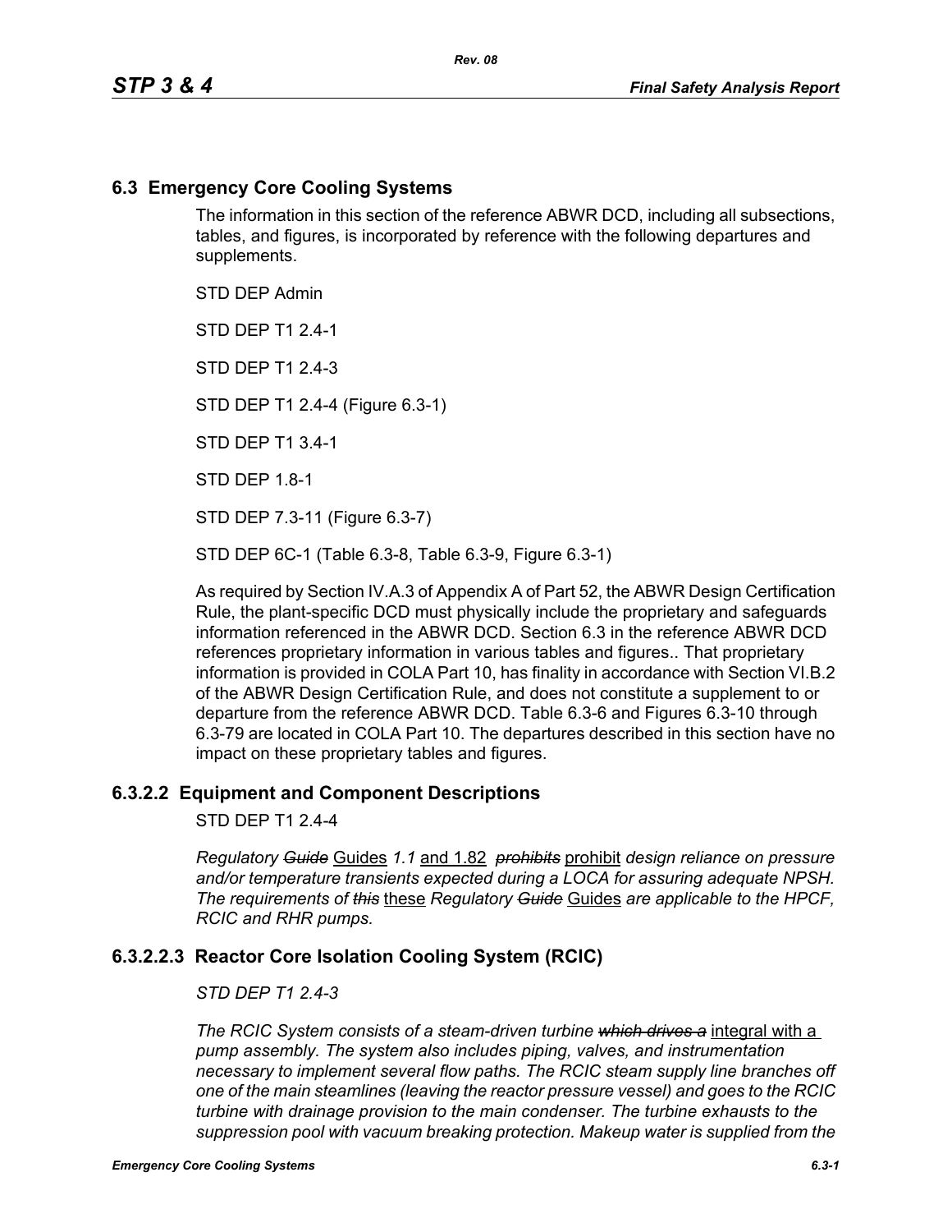## 6.3 Emergency Core Cooling Systems

The information in this section of the reference ABWR DCD, including all subsections, tables, and figures, is incorporated by reference with the following departures and supplements.

STD DEP Admin

STD DEP T1 2.4-1

STD DEP T1 2.4-3

STD DEP T1 2.4-4 (Figure 6.3-1)

STD DEP T1 3.4-1

STD DEP 1.8-1

STD DEP 7.3-11 (Figure 6.3-7)

STD DEP 6C-1 (Table 6.3-8, Table 6.3-9, Figure 6.3-1)

As required by Section IV.A.3 of Appendix A of Part 52, the ABWR Design Certification Rule, the plant-specific DCD must physically include the proprietary and safeguards information referenced in the ABWR DCD. Section 6.3 in the reference ABWR DCD references proprietary information in various tables and figures.. That proprietary information is provided in COLA Part 10, has finality in accordance with Section VI.B.2 of the ABWR Design Certification Rule, and does not constitute a supplement to or departure from the reference ABWR DCD. Table 6.3-6 and Figures 6.3-10 through 6.3-79 are located in COLA Part 10. The departures described in this section have no impact on these proprietary tables and figures.

### 6.3.2.2 Equipment and Component Descriptions

STD DEP T1 2.4-4

*Regulatory ~~Guide~~* Guides *1.1* and 1.82 *~~prohibits~~* prohibit *design reliance on pressure and/or temperature transients expected during a LOCA for assuring adequate NPSH. The requirements of ~~this~~* these *Regulatory ~~Guide~~* Guides *are applicable to the HPCF, RCIC and RHR pumps.*

### 6.3.2.2.3 Reactor Core Isolation Cooling System (RCIC)

*STD DEP T1 2.4-3*

*The RCIC System consists of a steam-driven turbine ~~which drives a~~* integral with a *pump assembly. The system also includes piping, valves, and instrumentation necessary to implement several flow paths. The RCIC steam supply line branches off one of the main steamlines (leaving the reactor pressure vessel) and goes to the RCIC turbine with drainage provision to the main condenser. The turbine exhausts to the suppression pool with vacuum breaking protection. Makeup water is supplied from the*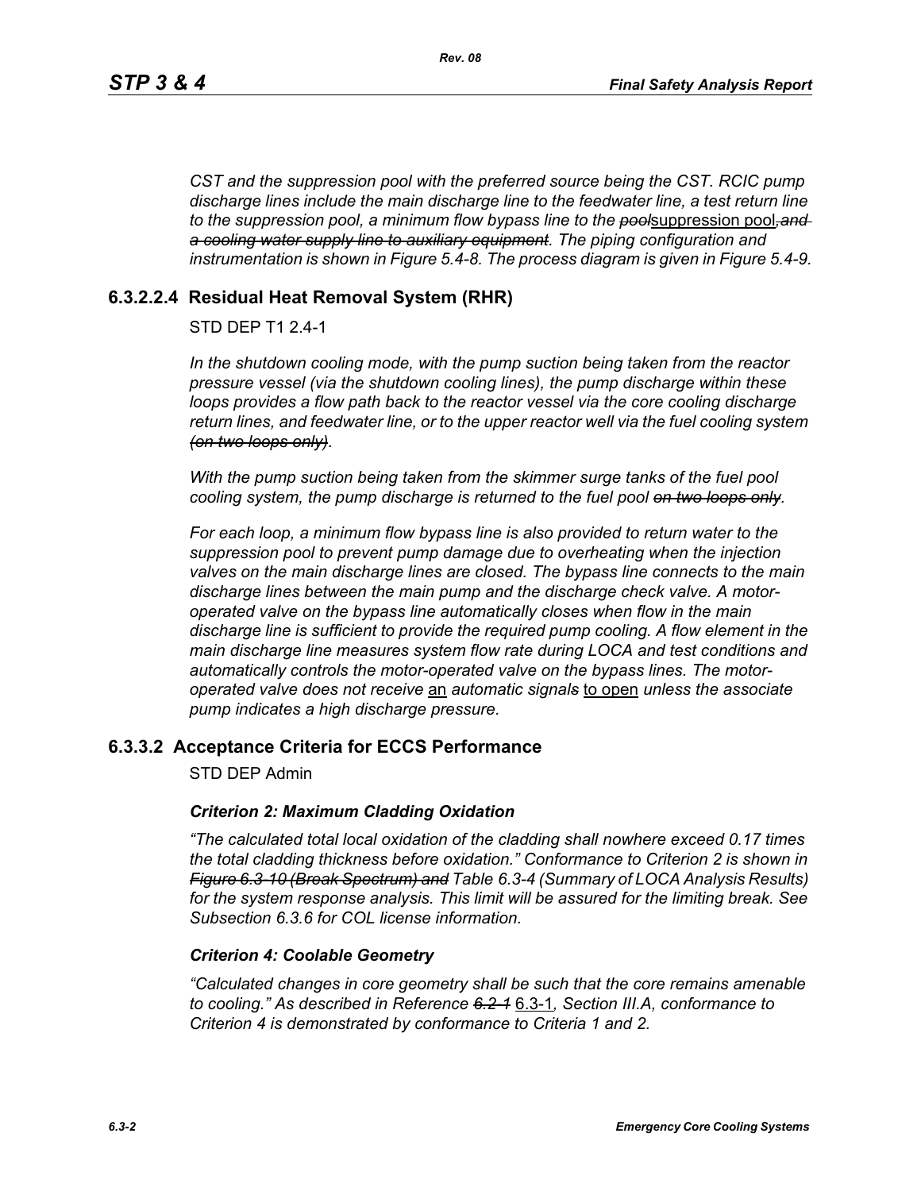*CST and the suppression pool with the preferred source being the CST. RCIC pump discharge lines include the main discharge line to the feedwater line, a test return line to the suppression pool, a minimum flow bypass line to the ~~pool~~*suppression pool*~~, and a cooling water supply line to auxiliary equipment~~. The piping configuration and instrumentation is shown in Figure 5.4-8. The process diagram is given in Figure 5.4-9.*

### 6.3.2.2.4 Residual Heat Removal System (RHR)

STD DEP T1 2.4-1

*In the shutdown cooling mode, with the pump suction being taken from the reactor pressure vessel (via the shutdown cooling lines), the pump discharge within these loops provides a flow path back to the reactor vessel via the core cooling discharge return lines, and feedwater line, or to the upper reactor well via the fuel cooling system ~~(on two loops only)~~.*

*With the pump suction being taken from the skimmer surge tanks of the fuel pool cooling system, the pump discharge is returned to the fuel pool ~~on two loops only~~.*

*For each loop, a minimum flow bypass line is also provided to return water to the suppression pool to prevent pump damage due to overheating when the injection valves on the main discharge lines are closed. The bypass line connects to the main discharge lines between the main pump and the discharge check valve. A motor-operated valve on the bypass line automatically closes when flow in the main discharge line is sufficient to provide the required pump cooling. A flow element in the main discharge line measures system flow rate during LOCA and test conditions and automatically controls the motor-operated valve on the bypass lines. The motor-operated valve does not receive* an *automatic signal~~s~~* to open *unless the associate pump indicates a high discharge pressure.*

## 6.3.3.2 Acceptance Criteria for ECCS Performance

STD DEP Admin

***Criterion 2: Maximum Cladding Oxidation***

*"The calculated total local oxidation of the cladding shall nowhere exceed 0.17 times the total cladding thickness before oxidation." Conformance to Criterion 2 is shown in ~~Figure 6.3-10 (Break Spectrum) and~~ Table 6.3-4 (Summary of LOCA Analysis Results) for the system response analysis. This limit will be assured for the limiting break. See Subsection 6.3.6 for COL license information.*

***Criterion 4: Coolable Geometry***

*"Calculated changes in core geometry shall be such that the core remains amenable to cooling." As described in Reference ~~6.2-1~~* 6.3-1*, Section III.A, conformance to Criterion 4 is demonstrated by conformance to Criteria 1 and 2.*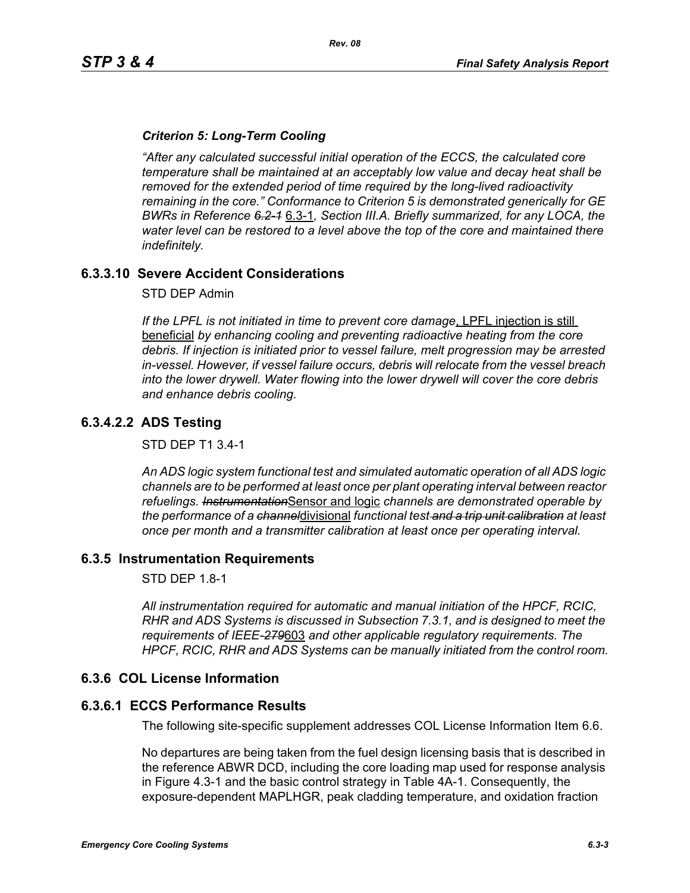### *Criterion 5: Long-Term Cooling*

*"After any calculated successful initial operation of the ECCS, the calculated core temperature shall be maintained at an acceptably low value and decay heat shall be removed for the extended period of time required by the long-lived radioactivity remaining in the core." Conformance to Criterion 5 is demonstrated generically for GE BWRs in Reference ~~6.2-1~~* 6.3-1*, Section III.A. Briefly summarized, for any LOCA, the water level can be restored to a level above the top of the core and maintained there indefinitely.*

## 6.3.3.10 Severe Accident Considerations

STD DEP Admin

*If the LPFL is not initiated in time to prevent core damage*, LPFL injection is still beneficial *by enhancing cooling and preventing radioactive heating from the core debris. If injection is initiated prior to vessel failure, melt progression may be arrested in-vessel. However, if vessel failure occurs, debris will relocate from the vessel breach into the lower drywell. Water flowing into the lower drywell will cover the core debris and enhance debris cooling.*

## 6.3.4.2.2 ADS Testing

STD DEP T1 3.4-1

*An ADS logic system functional test and simulated automatic operation of all ADS logic channels are to be performed at least once per plant operating interval between reactor refuelings. ~~Instrumentation~~*Sensor and logic *channels are demonstrated operable by the performance of a ~~channel~~*divisional *functional test ~~and a trip unit calibration~~ at least once per month and a transmitter calibration at least once per operating interval.*

## 6.3.5 Instrumentation Requirements

STD DEP 1.8-1

*All instrumentation required for automatic and manual initiation of the HPCF, RCIC, RHR and ADS Systems is discussed in Subsection 7.3.1, and is designed to meet the requirements of IEEE-~~279~~*603 *and other applicable regulatory requirements. The HPCF, RCIC, RHR and ADS Systems can be manually initiated from the control room.*

## 6.3.6 COL License Information

## 6.3.6.1 ECCS Performance Results

The following site-specific supplement addresses COL License Information Item 6.6.

No departures are being taken from the fuel design licensing basis that is described in the reference ABWR DCD, including the core loading map used for response analysis in Figure 4.3-1 and the basic control strategy in Table 4A-1. Consequently, the exposure-dependent MAPLHGR, peak cladding temperature, and oxidation fraction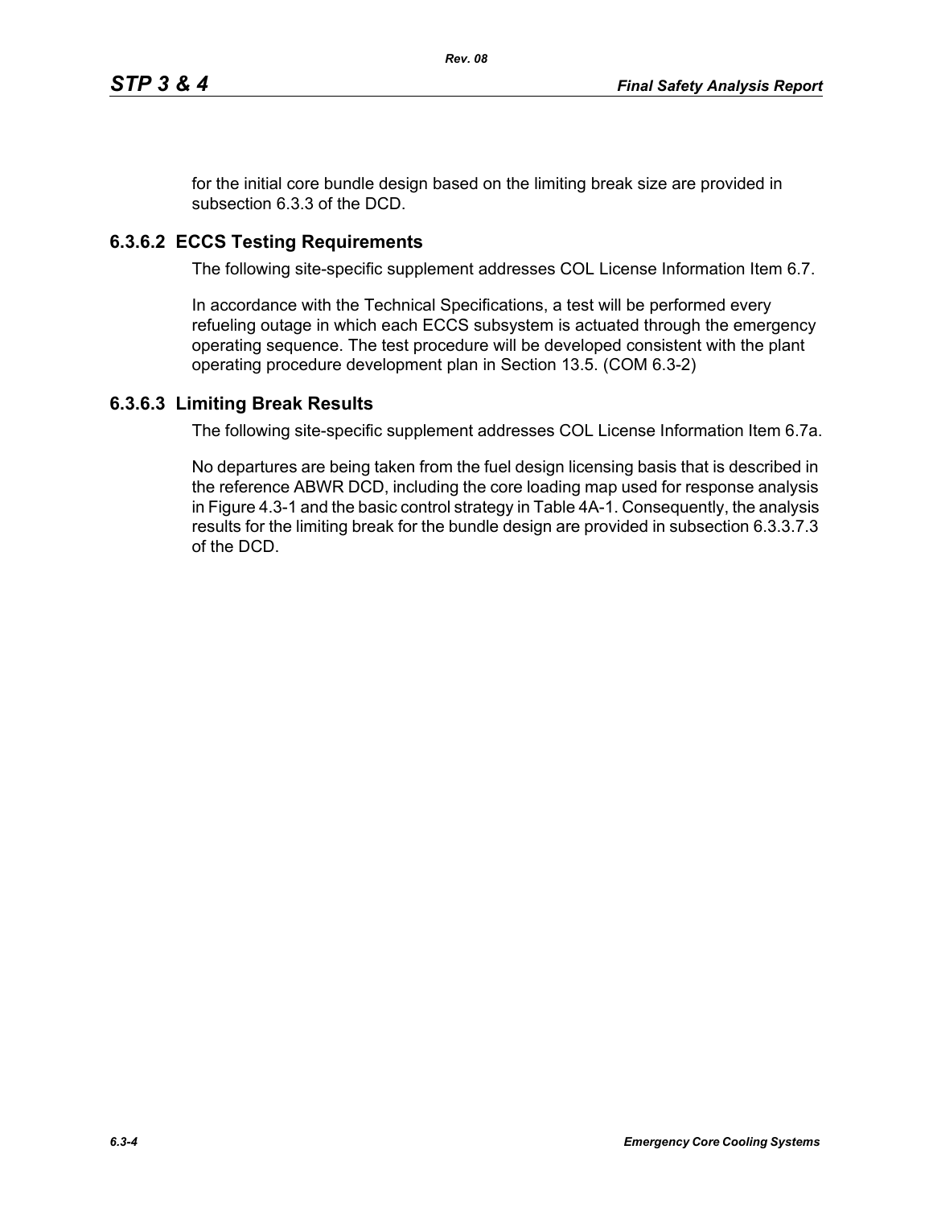for the initial core bundle design based on the limiting break size are provided in subsection 6.3.3 of the DCD.

### 6.3.6.2 ECCS Testing Requirements

The following site-specific supplement addresses COL License Information Item 6.7.

In accordance with the Technical Specifications, a test will be performed every refueling outage in which each ECCS subsystem is actuated through the emergency operating sequence. The test procedure will be developed consistent with the plant operating procedure development plan in Section 13.5. (COM 6.3-2)

### 6.3.6.3 Limiting Break Results

The following site-specific supplement addresses COL License Information Item 6.7a.

No departures are being taken from the fuel design licensing basis that is described in the reference ABWR DCD, including the core loading map used for response analysis in Figure 4.3-1 and the basic control strategy in Table 4A-1. Consequently, the analysis results for the limiting break for the bundle design are provided in subsection 6.3.3.7.3 of the DCD.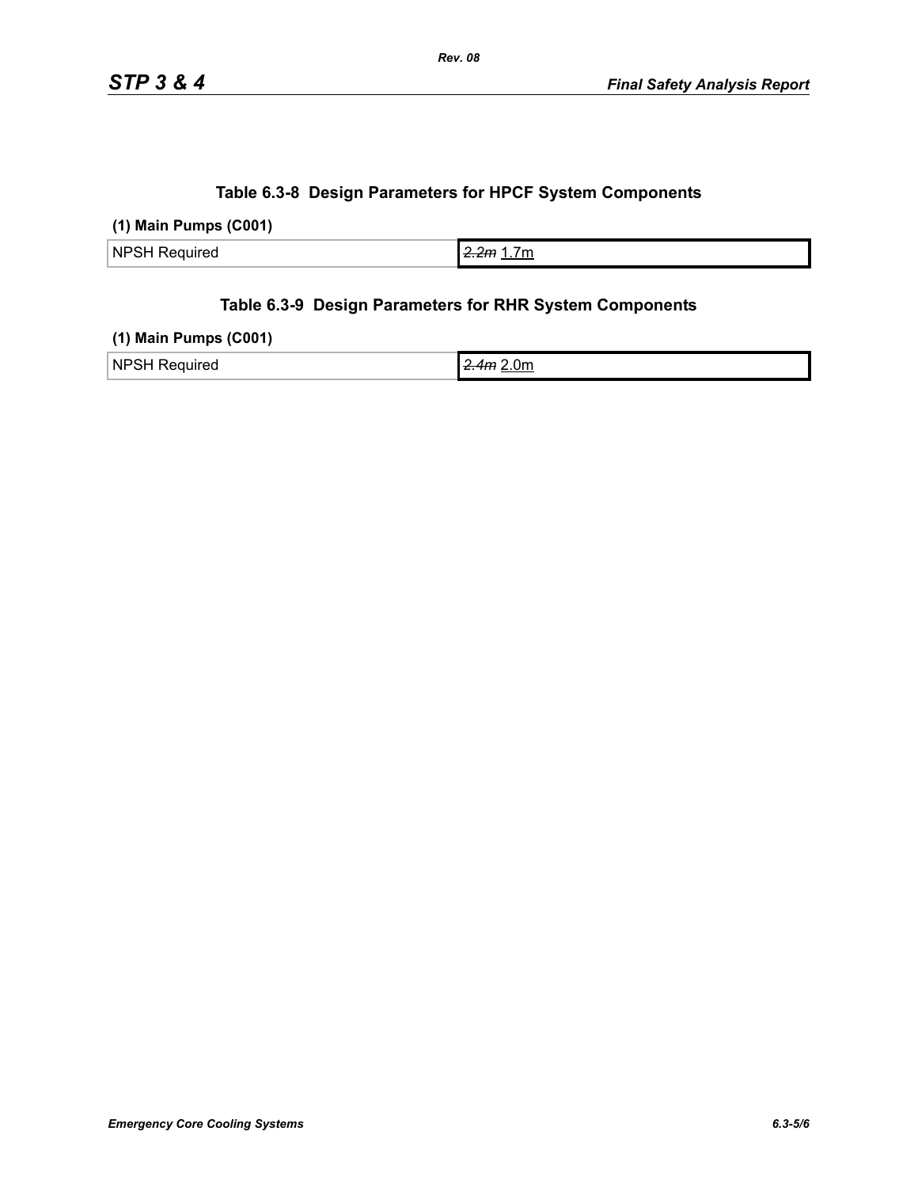### Table 6.3-8 Design Parameters for HPCF System Components

**(1) Main Pumps (C001)**

| | |
|---|---|
| NPSH Required | ~~*2.2m*~~ 1.7m |

### Table 6.3-9 Design Parameters for RHR System Components

**(1) Main Pumps (C001)**

| | |
|---|---|
| NPSH Required | ~~*2.4m*~~ 2.0m |